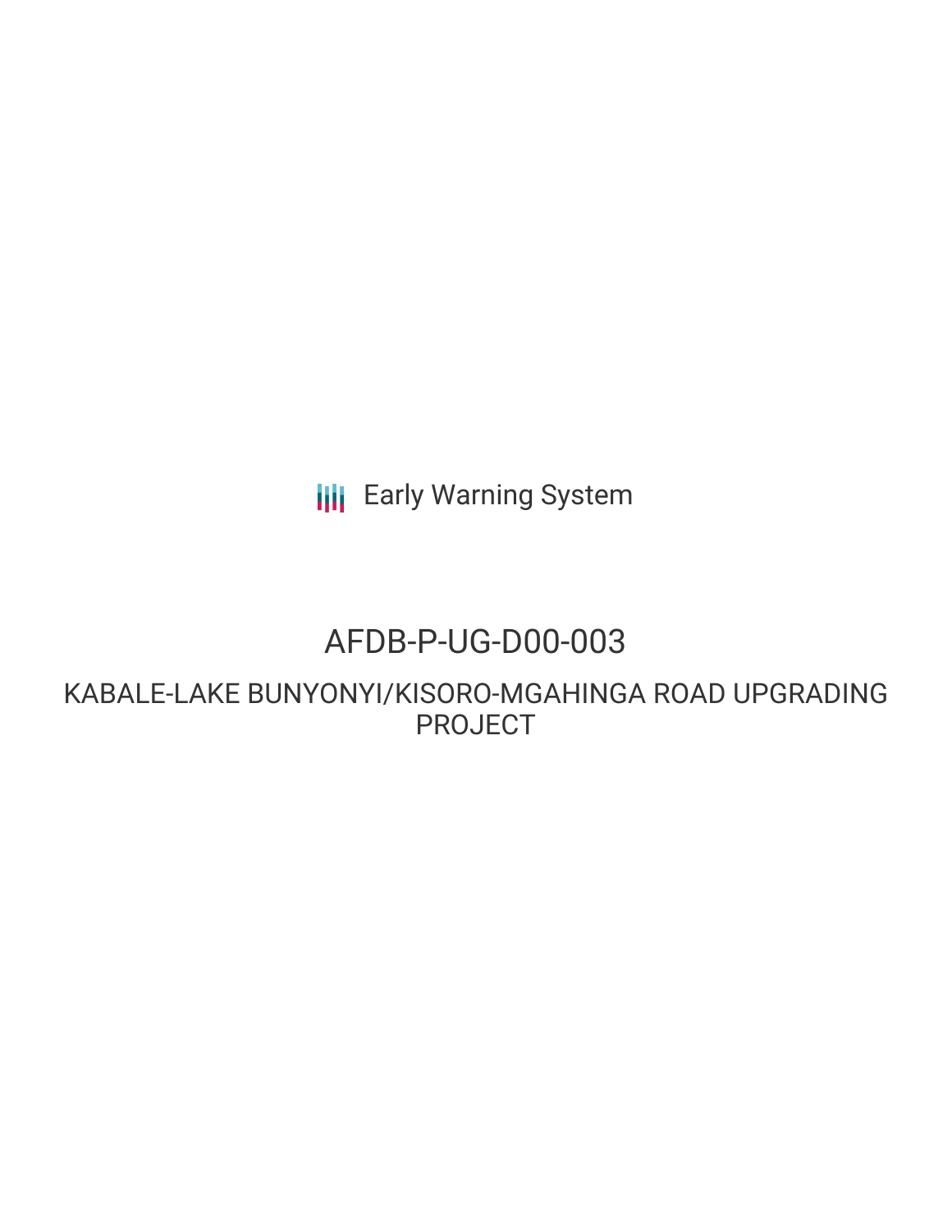Early Warning System

# AFDB-P-UG-D00-003

## KABALE-LAKE BUNYONYI/KISORO-MGAHINGA ROAD UPGRADING PROJECT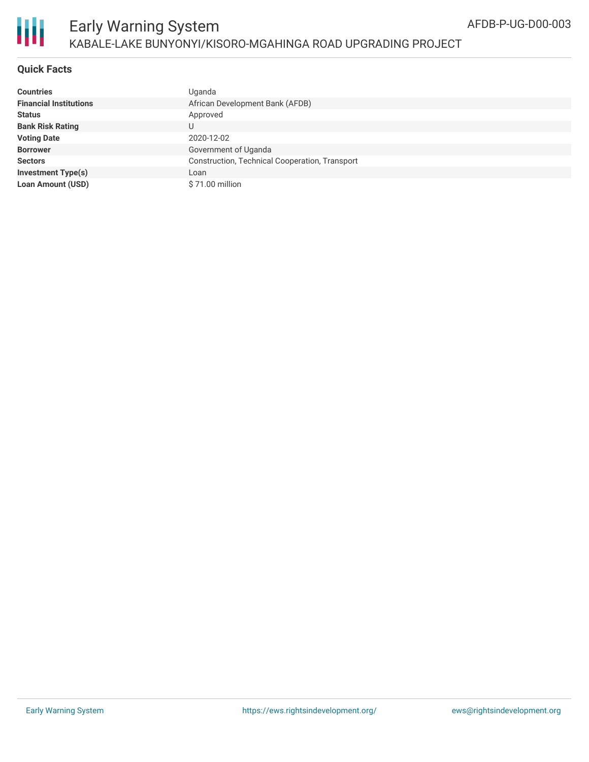# Early Warning System

## KABALE-LAKE BUNYONYI/KISORO-MGAHINGA ROAD UPGRADING PROJECT

AFDB-P-UG-D00-003

### Quick Facts

| | |
|---|---|
| **Countries** | Uganda |
| **Financial Institutions** | African Development Bank (AFDB) |
| **Status** | Approved |
| **Bank Risk Rating** | U |
| **Voting Date** | 2020-12-02 |
| **Borrower** | Government of Uganda |
| **Sectors** | Construction, Technical Cooperation, Transport |
| **Investment Type(s)** | Loan |
| **Loan Amount (USD)** | $ 71.00 million |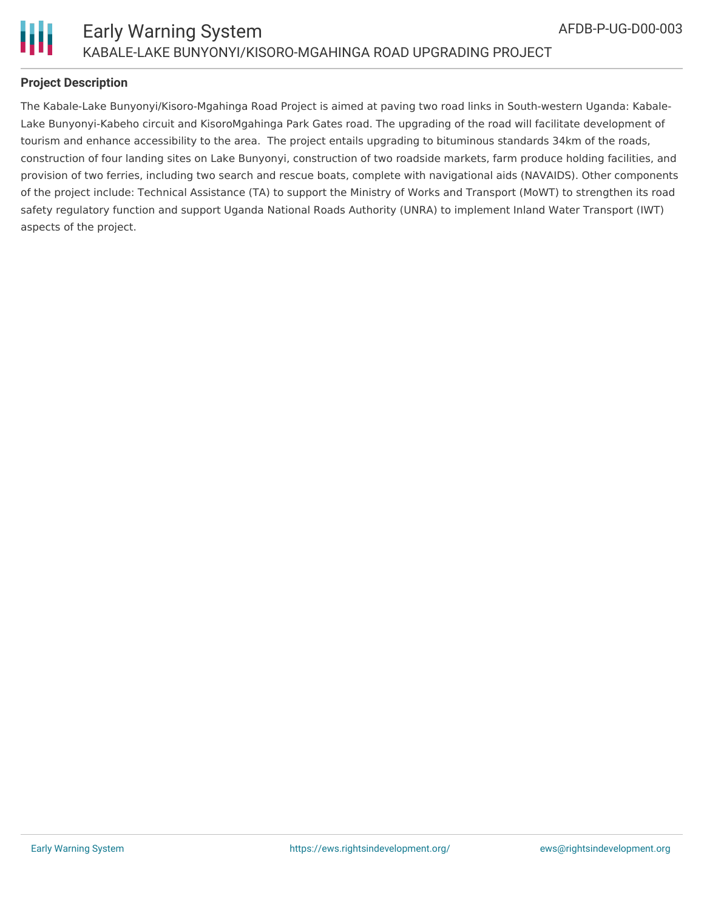## Project Description

The Kabale-Lake Bunyonyi/Kisoro-Mgahinga Road Project is aimed at paving two road links in South-western Uganda: Kabale-Lake Bunyonyi-Kabeho circuit and KisoroMgahinga Park Gates road. The upgrading of the road will facilitate development of tourism and enhance accessibility to the area. The project entails upgrading to bituminous standards 34km of the roads, construction of four landing sites on Lake Bunyonyi, construction of two roadside markets, farm produce holding facilities, and provision of two ferries, including two search and rescue boats, complete with navigational aids (NAVAIDS). Other components of the project include: Technical Assistance (TA) to support the Ministry of Works and Transport (MoWT) to strengthen its road safety regulatory function and support Uganda National Roads Authority (UNRA) to implement Inland Water Transport (IWT) aspects of the project.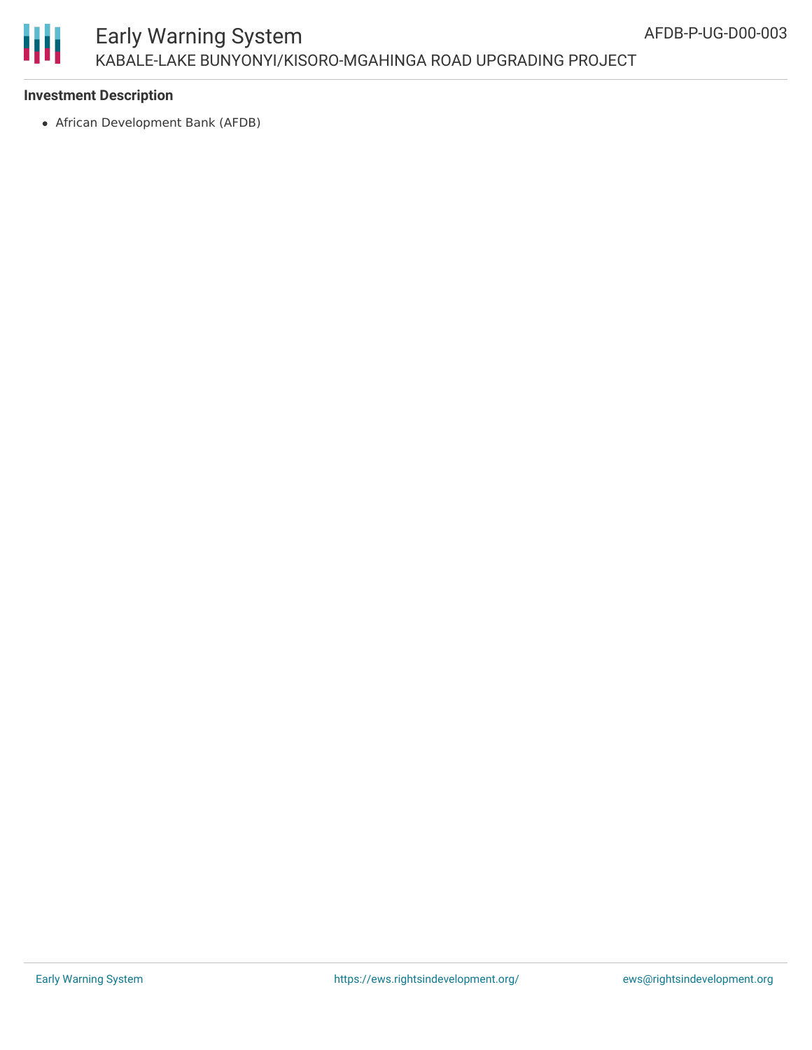**Investment Description**

- African Development Bank (AFDB)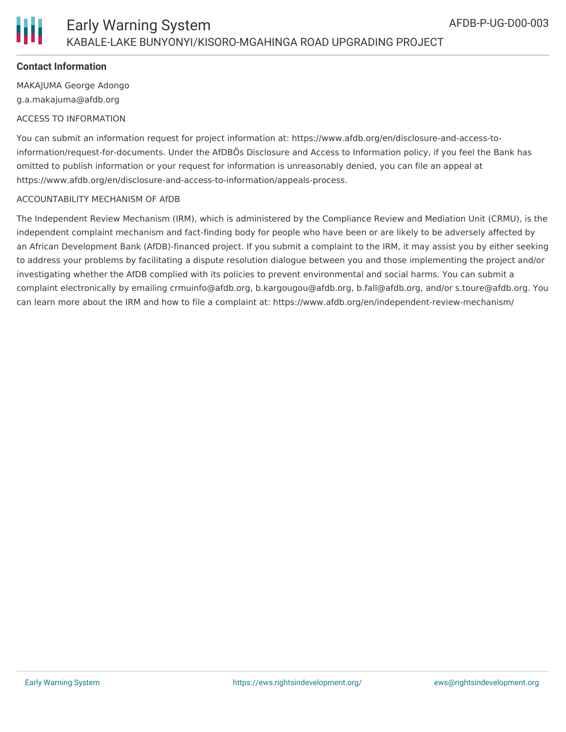**Contact Information**

MAKAJUMA George Adongo
g.a.makajuma@afdb.org

ACCESS TO INFORMATION

You can submit an information request for project information at: https://www.afdb.org/en/disclosure-and-access-to-information/request-for-documents. Under the AfDBÕs Disclosure and Access to Information policy, if you feel the Bank has omitted to publish information or your request for information is unreasonably denied, you can file an appeal at https://www.afdb.org/en/disclosure-and-access-to-information/appeals-process.

ACCOUNTABILITY MECHANISM OF AfDB

The Independent Review Mechanism (IRM), which is administered by the Compliance Review and Mediation Unit (CRMU), is the independent complaint mechanism and fact-finding body for people who have been or are likely to be adversely affected by an African Development Bank (AfDB)-financed project. If you submit a complaint to the IRM, it may assist you by either seeking to address your problems by facilitating a dispute resolution dialogue between you and those implementing the project and/or investigating whether the AfDB complied with its policies to prevent environmental and social harms. You can submit a complaint electronically by emailing crmuinfo@afdb.org, b.kargougou@afdb.org, b.fall@afdb.org, and/or s.toure@afdb.org. You can learn more about the IRM and how to file a complaint at: https://www.afdb.org/en/independent-review-mechanism/